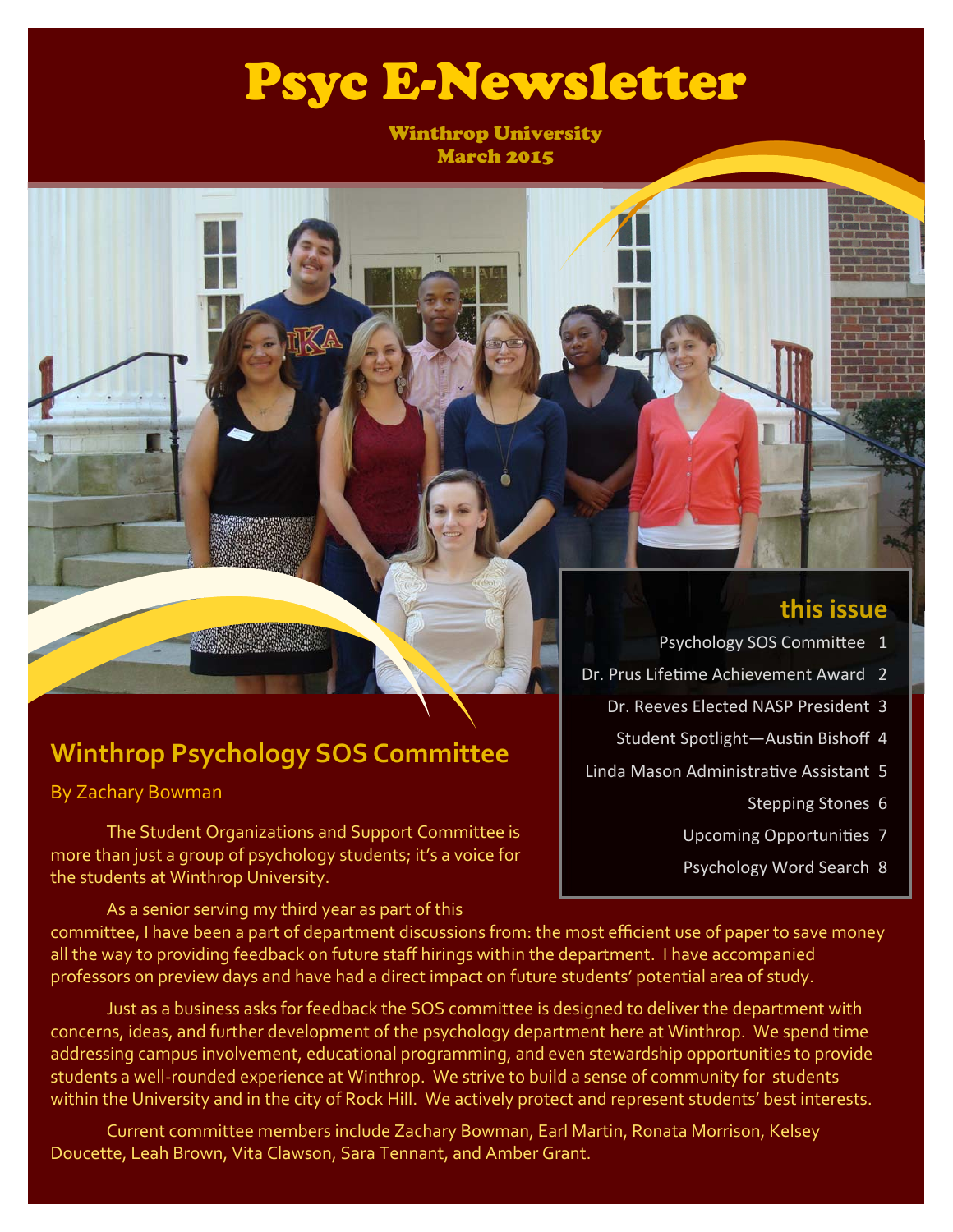# Psyc E-Newsletter

Winthrop University
March 2015

## this issue

- Psychology SOS Committee 1
- Dr. Prus Lifetime Achievement Award 2
- Dr. Reeves Elected NASP President 3
- Student Spotlight—Austin Bishoff 4
- Linda Mason Administrative Assistant 5
- Stepping Stones 6
- Upcoming Opportunities 7
- Psychology Word Search 8

## Winthrop Psychology SOS Committee

By Zachary Bowman

The Student Organizations and Support Committee is more than just a group of psychology students; it's a voice for the students at Winthrop University.

As a senior serving my third year as part of this committee, I have been a part of department discussions from: the most efficient use of paper to save money all the way to providing feedback on future staff hirings within the department. I have accompanied professors on preview days and have had a direct impact on future students' potential area of study.

Just as a business asks for feedback the SOS committee is designed to deliver the department with concerns, ideas, and further development of the psychology department here at Winthrop. We spend time addressing campus involvement, educational programming, and even stewardship opportunities to provide students a well-rounded experience at Winthrop. We strive to build a sense of community for students within the University and in the city of Rock Hill. We actively protect and represent students' best interests.

Current committee members include Zachary Bowman, Earl Martin, Ronata Morrison, Kelsey Doucette, Leah Brown, Vita Clawson, Sara Tennant, and Amber Grant.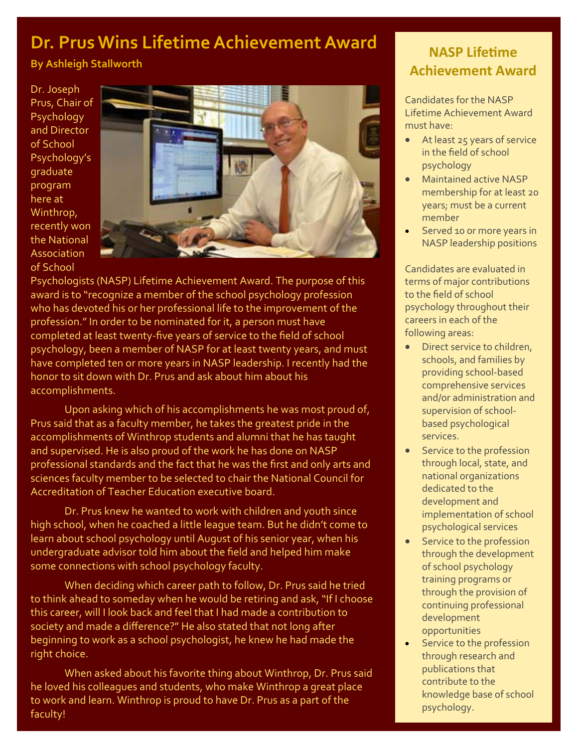# Dr. Prus Wins Lifetime Achievement Award

**By Ashleigh Stallworth**

Dr. Joseph Prus, Chair of Psychology and Director of School Psychology's graduate program here at Winthrop, recently won the National Association of School Psychologists (NASP) Lifetime Achievement Award. The purpose of this award is to "recognize a member of the school psychology profession who has devoted his or her professional life to the improvement of the profession." In order to be nominated for it, a person must have completed at least twenty-five years of service to the field of school psychology, been a member of NASP for at least twenty years, and must have completed ten or more years in NASP leadership. I recently had the honor to sit down with Dr. Prus and ask about him about his accomplishments.

Upon asking which of his accomplishments he was most proud of, Prus said that as a faculty member, he takes the greatest pride in the accomplishments of Winthrop students and alumni that he has taught and supervised. He is also proud of the work he has done on NASP professional standards and the fact that he was the first and only arts and sciences faculty member to be selected to chair the National Council for Accreditation of Teacher Education executive board.

Dr. Prus knew he wanted to work with children and youth since high school, when he coached a little league team. But he didn't come to learn about school psychology until August of his senior year, when his undergraduate advisor told him about the field and helped him make some connections with school psychology faculty.

When deciding which career path to follow, Dr. Prus said he tried to think ahead to someday when he would be retiring and ask, "If I choose this career, will I look back and feel that I had made a contribution to society and made a difference?" He also stated that not long after beginning to work as a school psychologist, he knew he had made the right choice.

When asked about his favorite thing about Winthrop, Dr. Prus said he loved his colleagues and students, who make Winthrop a great place to work and learn. Winthrop is proud to have Dr. Prus as a part of the faculty!

## NASP Lifetime Achievement Award

Candidates for the NASP Lifetime Achievement Award must have:

- At least 25 years of service in the field of school psychology
- Maintained active NASP membership for at least 20 years; must be a current member
- Served 10 or more years in NASP leadership positions

Candidates are evaluated in terms of major contributions to the field of school psychology throughout their careers in each of the following areas:

- Direct service to children, schools, and families by providing school-based comprehensive services and/or administration and supervision of school-based psychological services.
- Service to the profession through local, state, and national organizations dedicated to the development and implementation of school psychological services
- Service to the profession through the development of school psychology training programs or through the provision of continuing professional development opportunities
- Service to the profession through research and publications that contribute to the knowledge base of school psychology.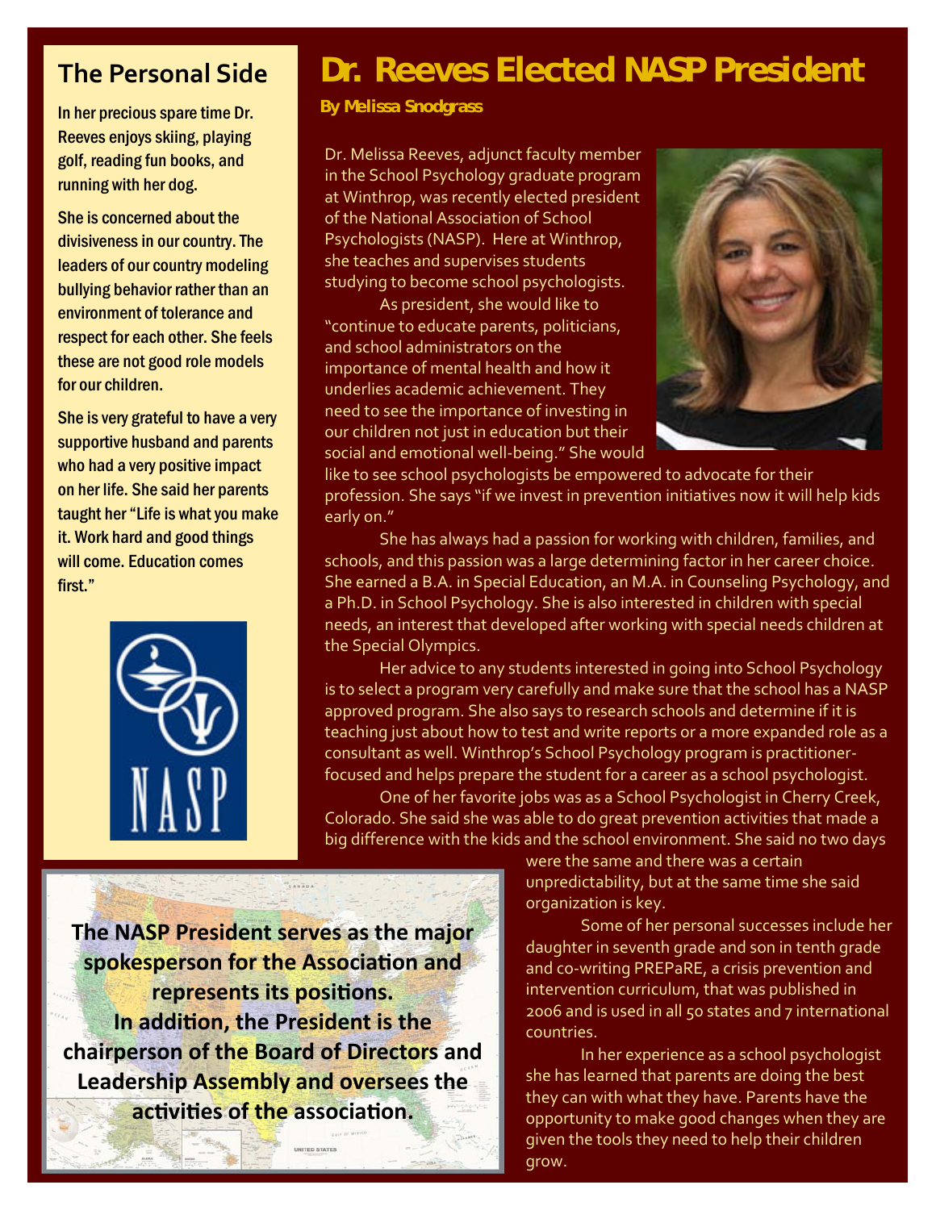# Dr. Reeves Elected NASP President

**By Melissa Snodgrass**

Dr. Melissa Reeves, adjunct faculty member in the School Psychology graduate program at Winthrop, was recently elected president of the National Association of School Psychologists (NASP). Here at Winthrop, she teaches and supervises students studying to become school psychologists.

As president, she would like to "continue to educate parents, politicians, and school administrators on the importance of mental health and how it underlies academic achievement. They need to see the importance of investing in our children not just in education but their social and emotional well-being." She would like to see school psychologists be empowered to advocate for their profession. She says "if we invest in prevention initiatives now it will help kids early on."

She has always had a passion for working with children, families, and schools, and this passion was a large determining factor in her career choice. She earned a B.A. in Special Education, an M.A. in Counseling Psychology, and a Ph.D. in School Psychology. She is also interested in children with special needs, an interest that developed after working with special needs children at the Special Olympics.

Her advice to any students interested in going into School Psychology is to select a program very carefully and make sure that the school has a NASP approved program. She also says to research schools and determine if it is teaching just about how to test and write reports or a more expanded role as a consultant as well. Winthrop's School Psychology program is practitioner-focused and helps prepare the student for a career as a school psychologist.

One of her favorite jobs was as a School Psychologist in Cherry Creek, Colorado. She said she was able to do great prevention activities that made a big difference with the kids and the school environment. She said no two days were the same and there was a certain unpredictability, but at the same time she said organization is key.

Some of her personal successes include her daughter in seventh grade and son in tenth grade and co-writing PREPaRE, a crisis prevention and intervention curriculum, that was published in 2006 and is used in all 50 states and 7 international countries.

In her experience as a school psychologist she has learned that parents are doing the best they can with what they have. Parents have the opportunity to make good changes when they are given the tools they need to help their children grow.

## The Personal Side

In her precious spare time Dr. Reeves enjoys skiing, playing golf, reading fun books, and running with her dog.

She is concerned about the divisiveness in our country. The leaders of our country modeling bullying behavior rather than an environment of tolerance and respect for each other. She feels these are not good role models for our children.

She is very grateful to have a very supportive husband and parents who had a very positive impact on her life. She said her parents taught her "Life is what you make it. Work hard and good things will come. Education comes first."

**The NASP President serves as the major spokesperson for the Association and represents its positions. In addition, the President is the chairperson of the Board of Directors and Leadership Assembly and oversees the activities of the association.**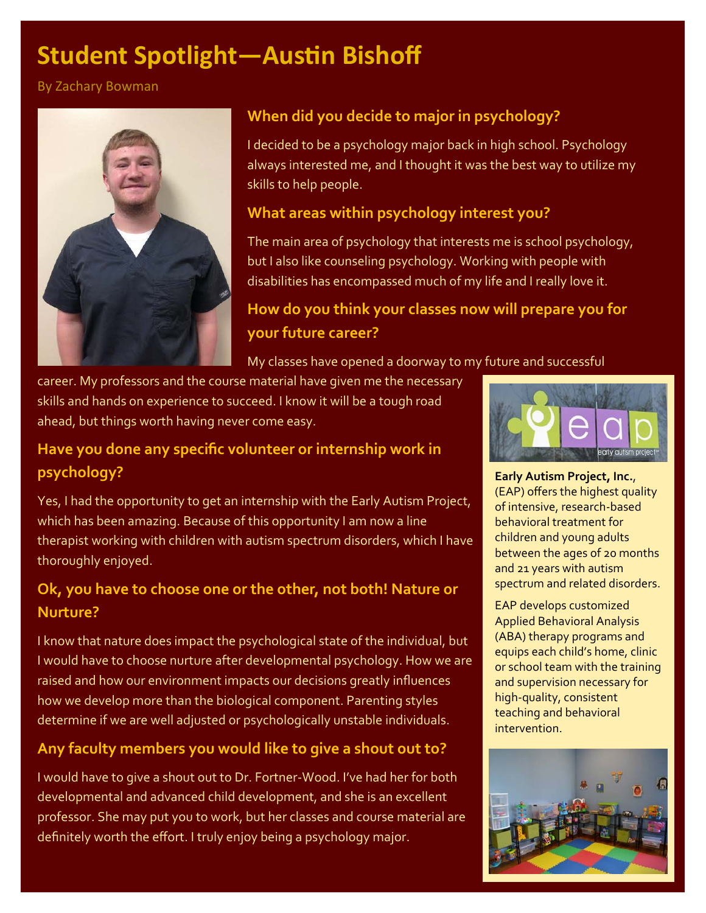# Student Spotlight—Austin Bishoff

By Zachary Bowman

## When did you decide to major in psychology?

I decided to be a psychology major back in high school. Psychology always interested me, and I thought it was the best way to utilize my skills to help people.

## What areas within psychology interest you?

The main area of psychology that interests me is school psychology, but I also like counseling psychology. Working with people with disabilities has encompassed much of my life and I really love it.

## How do you think your classes now will prepare you for your future career?

My classes have opened a doorway to my future and successful career. My professors and the course material have given me the necessary skills and hands on experience to succeed. I know it will be a tough road ahead, but things worth having never come easy.

## Have you done any specific volunteer or internship work in psychology?

Yes, I had the opportunity to get an internship with the Early Autism Project, which has been amazing. Because of this opportunity I am now a line therapist working with children with autism spectrum disorders, which I have thoroughly enjoyed.

## Ok, you have to choose one or the other, not both! Nature or Nurture?

I know that nature does impact the psychological state of the individual, but I would have to choose nurture after developmental psychology. How we are raised and how our environment impacts our decisions greatly influences how we develop more than the biological component. Parenting styles determine if we are well adjusted or psychologically unstable individuals.

## Any faculty members you would like to give a shout out to?

I would have to give a shout out to Dr. Fortner-Wood. I've had her for both developmental and advanced child development, and she is an excellent professor. She may put you to work, but her classes and course material are definitely worth the effort. I truly enjoy being a psychology major.

---

**Early Autism Project, Inc.**, (EAP) offers the highest quality of intensive, research-based behavioral treatment for children and young adults between the ages of 20 months and 21 years with autism spectrum and related disorders.

EAP develops customized Applied Behavioral Analysis (ABA) therapy programs and equips each child's home, clinic or school team with the training and supervision necessary for high-quality, consistent teaching and behavioral intervention.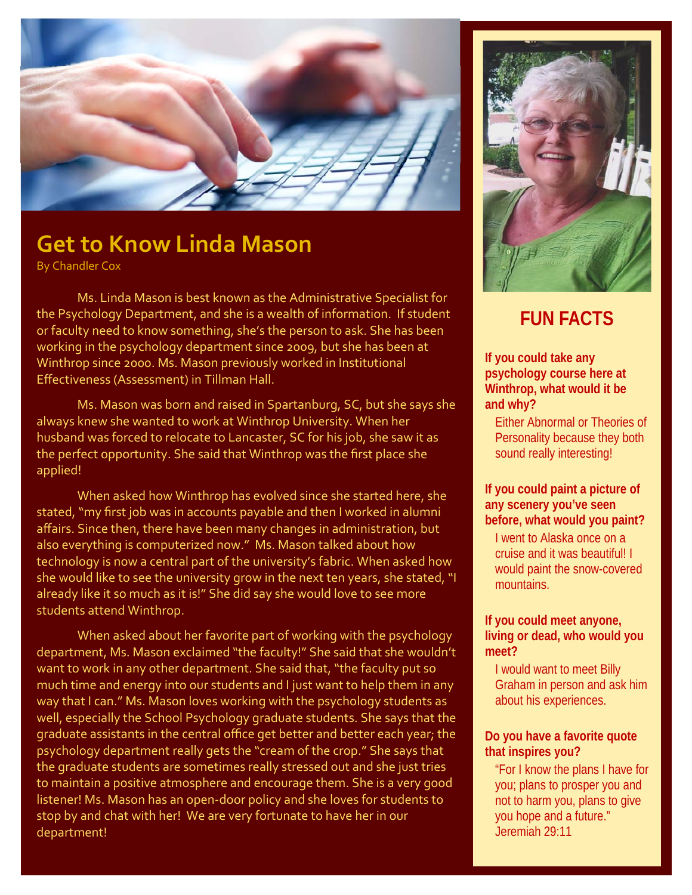# Get to Know Linda Mason

By Chandler Cox

Ms. Linda Mason is best known as the Administrative Specialist for the Psychology Department, and she is a wealth of information. If student or faculty need to know something, she's the person to ask. She has been working in the psychology department since 2009, but she has been at Winthrop since 2000. Ms. Mason previously worked in Institutional Effectiveness (Assessment) in Tillman Hall.

Ms. Mason was born and raised in Spartanburg, SC, but she says she always knew she wanted to work at Winthrop University. When her husband was forced to relocate to Lancaster, SC for his job, she saw it as the perfect opportunity. She said that Winthrop was the first place she applied!

When asked how Winthrop has evolved since she started here, she stated, "my first job was in accounts payable and then I worked in alumni affairs. Since then, there have been many changes in administration, but also everything is computerized now." Ms. Mason talked about how technology is now a central part of the university's fabric. When asked how she would like to see the university grow in the next ten years, she stated, "I already like it so much as it is!" She did say she would love to see more students attend Winthrop.

When asked about her favorite part of working with the psychology department, Ms. Mason exclaimed "the faculty!" She said that she wouldn't want to work in any other department. She said that, "the faculty put so much time and energy into our students and I just want to help them in any way that I can." Ms. Mason loves working with the psychology students as well, especially the School Psychology graduate students. She says that the graduate assistants in the central office get better and better each year; the psychology department really gets the "cream of the crop." She says that the graduate students are sometimes really stressed out and she just tries to maintain a positive atmosphere and encourage them. She is a very good listener! Ms. Mason has an open-door policy and she loves for students to stop by and chat with her! We are very fortunate to have her in our department!

## FUN FACTS

**If you could take any psychology course here at Winthrop, what would it be and why?**

Either Abnormal or Theories of Personality because they both sound really interesting!

**If you could paint a picture of any scenery you've seen before, what would you paint?**

I went to Alaska once on a cruise and it was beautiful! I would paint the snow-covered mountains.

**If you could meet anyone, living or dead, who would you meet?**

I would want to meet Billy Graham in person and ask him about his experiences.

**Do you have a favorite quote that inspires you?**

"For I know the plans I have for you; plans to prosper you and not to harm you, plans to give you hope and a future." Jeremiah 29:11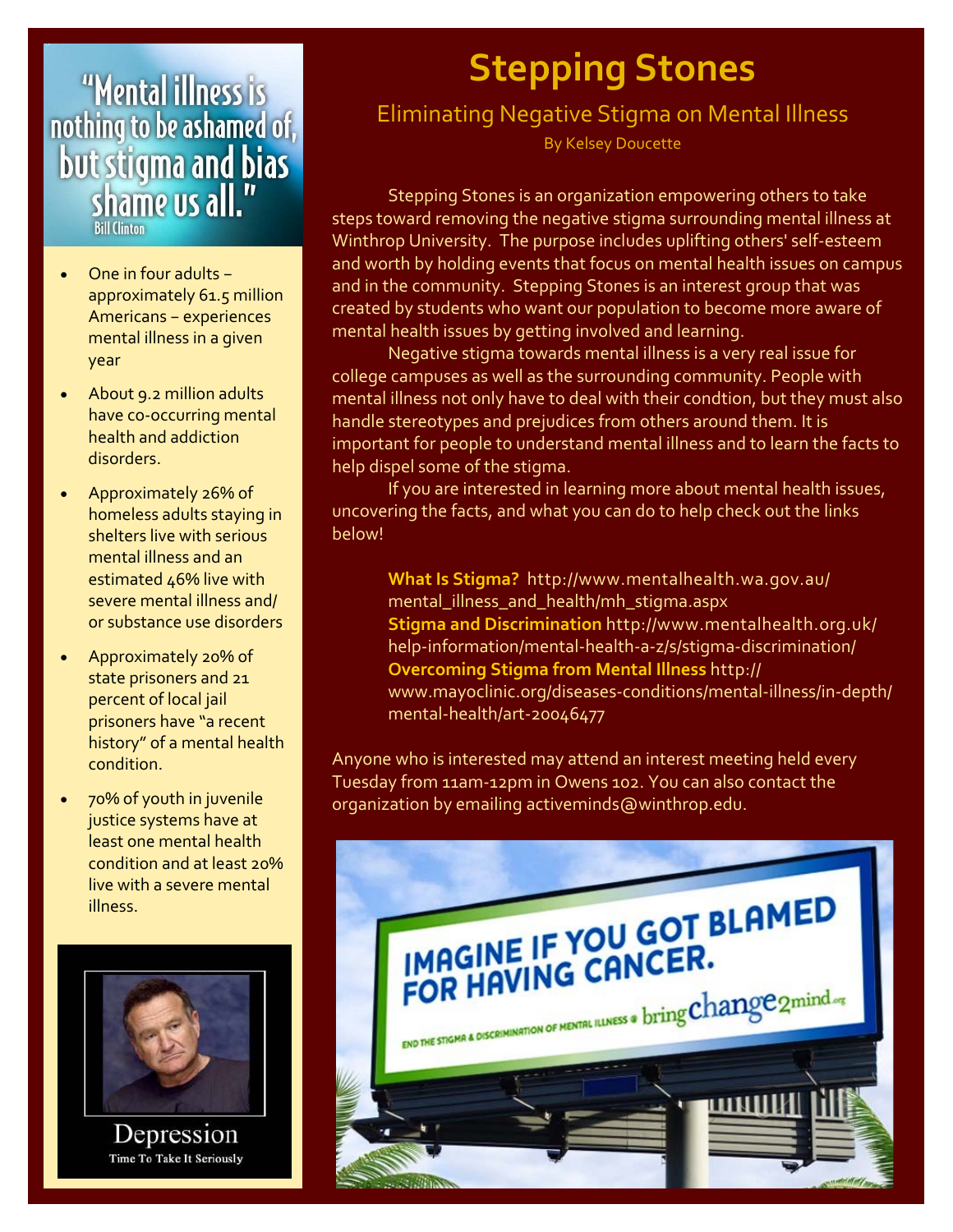# Stepping Stones

## Eliminating Negative Stigma on Mental Illness

By Kelsey Doucette

Stepping Stones is an organization empowering others to take steps toward removing the negative stigma surrounding mental illness at Winthrop University. The purpose includes uplifting others' self-esteem and worth by holding events that focus on mental health issues on campus and in the community. Stepping Stones is an interest group that was created by students who want our population to become more aware of mental health issues by getting involved and learning.

Negative stigma towards mental illness is a very real issue for college campuses as well as the surrounding community. People with mental illness not only have to deal with their condtion, but they must also handle stereotypes and prejudices from others around them. It is important for people to understand mental illness and to learn the facts to help dispel some of the stigma.

If you are interested in learning more about mental health issues, uncovering the facts, and what you can do to help check out the links below!

**What Is Stigma?** http://www.mentalhealth.wa.gov.au/mental_illness_and_health/mh_stigma.aspx
**Stigma and Discrimination** http://www.mentalhealth.org.uk/help-information/mental-health-a-z/s/stigma-discrimination/
**Overcoming Stigma from Mental Illness** http://www.mayoclinic.org/diseases-conditions/mental-illness/in-depth/mental-health/art-20046477

Anyone who is interested may attend an interest meeting held every Tuesday from 11am-12pm in Owens 102. You can also contact the organization by emailing activeminds@winthrop.edu.

"Mental illness is nothing to be ashamed of, but stigma and bias shame us all."
Bill Clinton

- One in four adults – approximately 61.5 million Americans – experiences mental illness in a given year
- About 9.2 million adults have co-occurring mental health and addiction disorders.
- Approximately 26% of homeless adults staying in shelters live with serious mental illness and an estimated 46% live with severe mental illness and/or substance use disorders
- Approximately 20% of state prisoners and 21 percent of local jail prisoners have "a recent history" of a mental health condition.
- 70% of youth in juvenile justice systems have at least one mental health condition and at least 20% live with a severe mental illness.

Depression
Time To Take It Seriously

IMAGINE IF YOU GOT BLAMED FOR HAVING CANCER.
END THE STIGMA & DISCRIMINATION OF MENTAL ILLNESS • bringchange2mind.org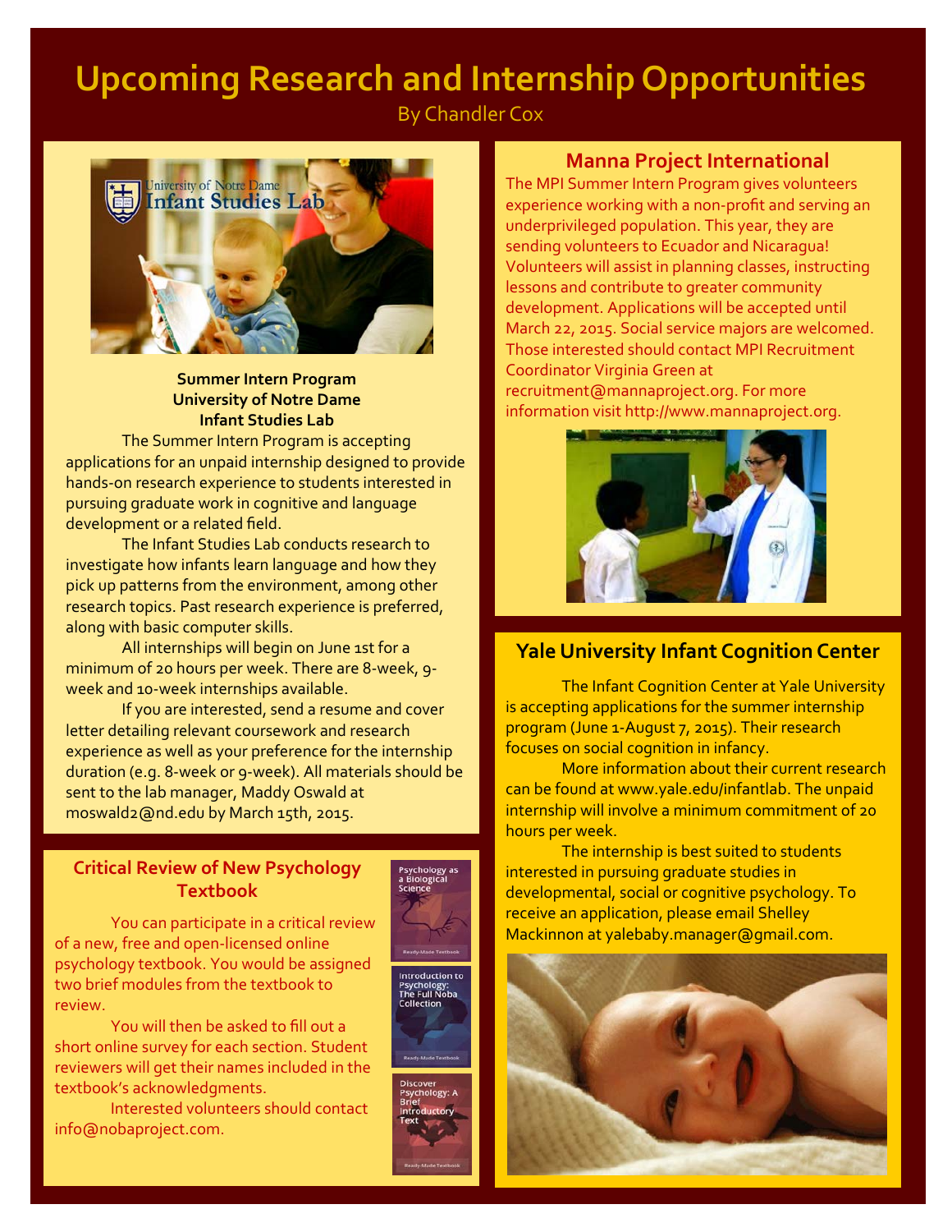# Upcoming Research and Internship Opportunities

By Chandler Cox

**Summer Intern Program**
**University of Notre Dame**
**Infant Studies Lab**

The Summer Intern Program is accepting applications for an unpaid internship designed to provide hands-on research experience to students interested in pursuing graduate work in cognitive and language development or a related field.

The Infant Studies Lab conducts research to investigate how infants learn language and how they pick up patterns from the environment, among other research topics. Past research experience is preferred, along with basic computer skills.

All internships will begin on June 1st for a minimum of 20 hours per week. There are 8-week, 9-week and 10-week internships available.

If you are interested, send a resume and cover letter detailing relevant coursework and research experience as well as your preference for the internship duration (e.g. 8-week or 9-week). All materials should be sent to the lab manager, Maddy Oswald at moswald2@nd.edu by March 15th, 2015.

## Critical Review of New Psychology Textbook

You can participate in a critical review of a new, free and open-licensed online psychology textbook. You would be assigned two brief modules from the textbook to review.

You will then be asked to fill out a short online survey for each section. Student reviewers will get their names included in the textbook's acknowledgments.

Interested volunteers should contact info@nobaproject.com.

## Manna Project International

The MPI Summer Intern Program gives volunteers experience working with a non-profit and serving an underprivileged population. This year, they are sending volunteers to Ecuador and Nicaragua! Volunteers will assist in planning classes, instructing lessons and contribute to greater community development. Applications will be accepted until March 22, 2015. Social service majors are welcomed. Those interested should contact MPI Recruitment Coordinator Virginia Green at recruitment@mannaproject.org. For more information visit http://www.mannaproject.org.

## Yale University Infant Cognition Center

The Infant Cognition Center at Yale University is accepting applications for the summer internship program (June 1-August 7, 2015). Their research focuses on social cognition in infancy.

More information about their current research can be found at www.yale.edu/infantlab. The unpaid internship will involve a minimum commitment of 20 hours per week.

The internship is best suited to students interested in pursuing graduate studies in developmental, social or cognitive psychology. To receive an application, please email Shelley Mackinnon at yalebaby.manager@gmail.com.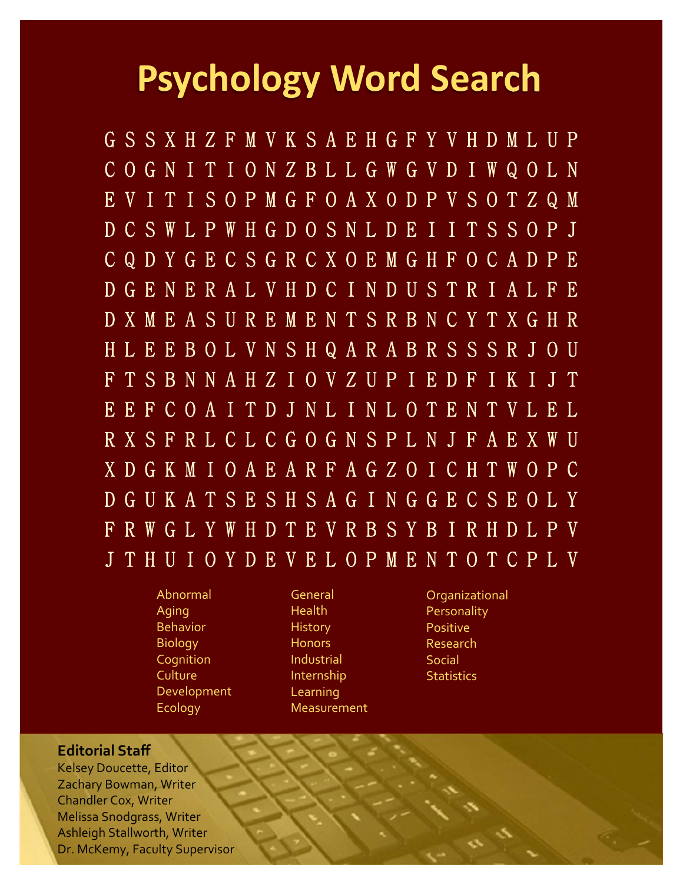# Psychology Word Search

```
G S S X H Z F M V K S A E H G F Y V H D M L U P
C O G N I T I O N Z B L L G W G V D I W Q O L N
E V I T I S O P M G F O A X O D P V S O T Z Q M
D C S W L P W H G D O S N L D E I I T S S O P J
C Q D Y G E C S G R C X O E M G H F O C A D P E
D G E N E R A L V H D C I N D U S T R I A L F E
D X M E A S U R E M E N T S R B N C Y T X G H R
H L E E B O L V N S H Q A R A B R S S S R J O U
F T S B N N A H Z I O V Z U P I E D F I K I J T
E E F C O A I T D J N L I N L O T E N T V L E L
R X S F R L C L C G O G N S P L N J F A E X W U
X D G K M I O A E A R F A G Z O I C H T W O P C
D G U K A T S E S H S A G I N G G E C S E O L Y
F R W G L Y W H D T E V R B S Y B I R H D L P V
J T H U I O Y D E V E L O P M E N T O T C P L V
```

Abnormal
Aging
Behavior
Biology
Cognition
Culture
Development
Ecology
General
Health
History
Honors
Industrial
Internship
Learning
Measurement
Organizational
Personality
Positive
Research
Social
Statistics

**Editorial Staff**

Kelsey Doucette, Editor
Zachary Bowman, Writer
Chandler Cox, Writer
Melissa Snodgrass, Writer
Ashleigh Stallworth, Writer
Dr. McKemy, Faculty Supervisor